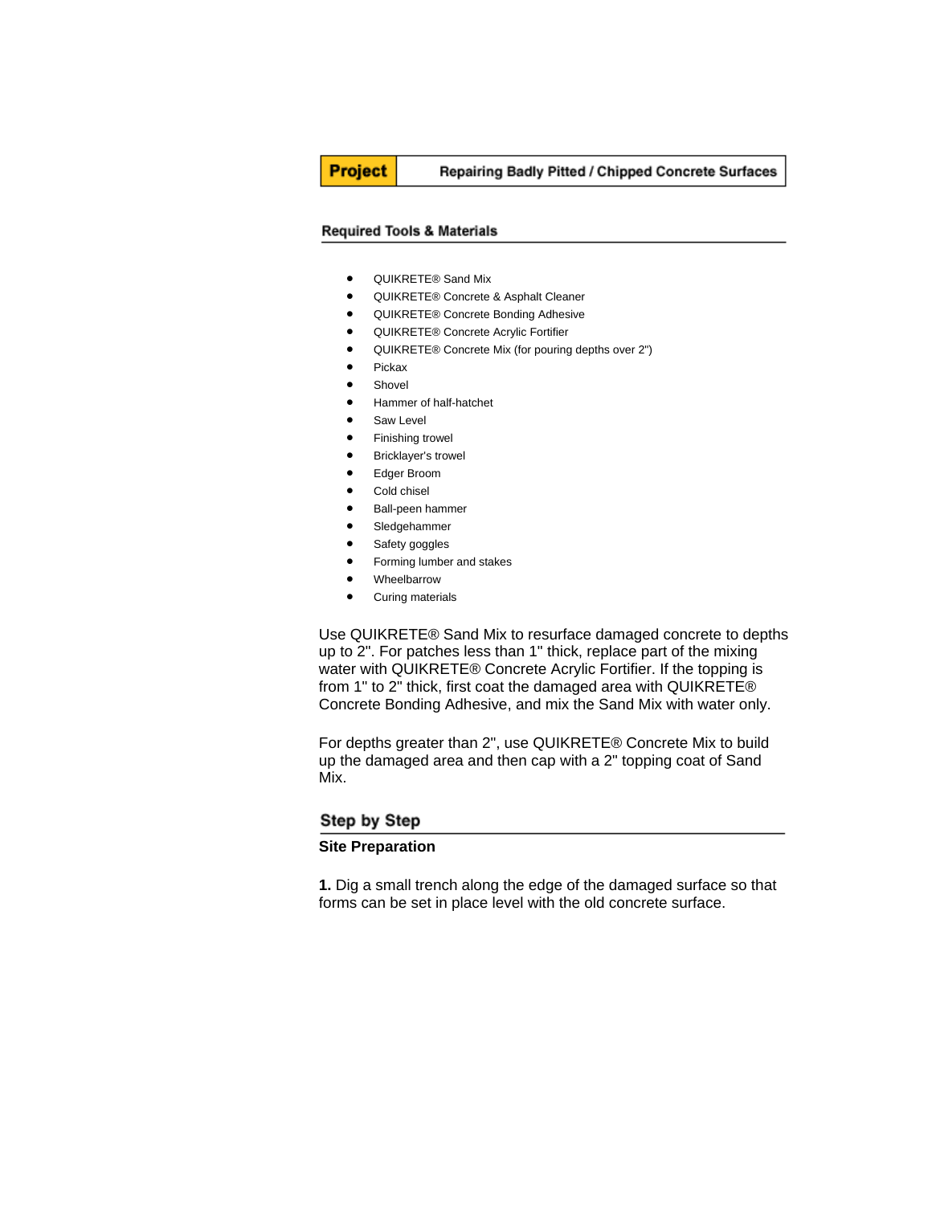| Project | Repairing Badly Pitted / Chipped Concrete Surfaces |
|---|---|

## Required Tools & Materials

- QUIKRETE® Sand Mix
- QUIKRETE® Concrete & Asphalt Cleaner
- QUIKRETE® Concrete Bonding Adhesive
- QUIKRETE® Concrete Acrylic Fortifier
- QUIKRETE® Concrete Mix (for pouring depths over 2")
- Pickax
- Shovel
- Hammer of half-hatchet
- Saw Level
- Finishing trowel
- Bricklayer's trowel
- Edger Broom
- Cold chisel
- Ball-peen hammer
- Sledgehammer
- Safety goggles
- Forming lumber and stakes
- Wheelbarrow
- Curing materials

Use QUIKRETE® Sand Mix to resurface damaged concrete to depths up to 2". For patches less than 1" thick, replace part of the mixing water with QUIKRETE® Concrete Acrylic Fortifier. If the topping is from 1" to 2" thick, first coat the damaged area with QUIKRETE® Concrete Bonding Adhesive, and mix the Sand Mix with water only.

For depths greater than 2", use QUIKRETE® Concrete Mix to build up the damaged area and then cap with a 2" topping coat of Sand Mix.

## Step by Step

### Site Preparation

**1.** Dig a small trench along the edge of the damaged surface so that forms can be set in place level with the old concrete surface.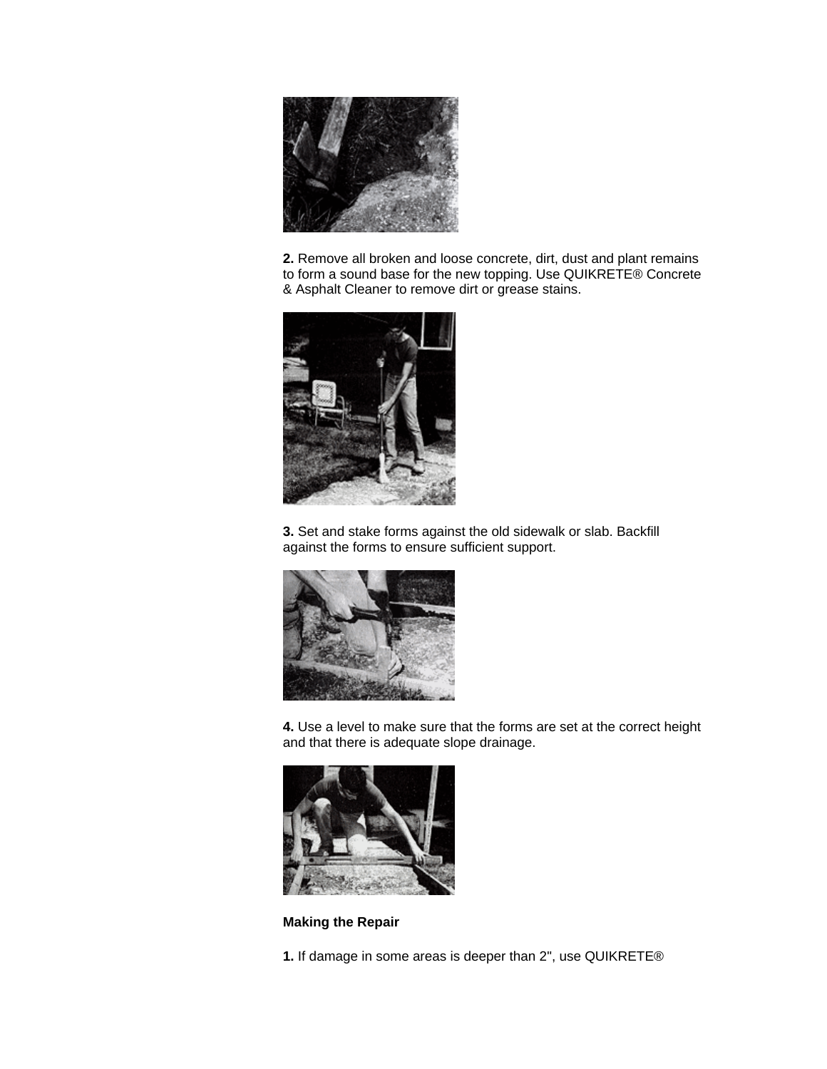**2.** Remove all broken and loose concrete, dirt, dust and plant remains to form a sound base for the new topping. Use QUIKRETE® Concrete & Asphalt Cleaner to remove dirt or grease stains.

**3.** Set and stake forms against the old sidewalk or slab. Backfill against the forms to ensure sufficient support.

**4.** Use a level to make sure that the forms are set at the correct height and that there is adequate slope drainage.

**Making the Repair**

**1.** If damage in some areas is deeper than 2", use QUIKRETE®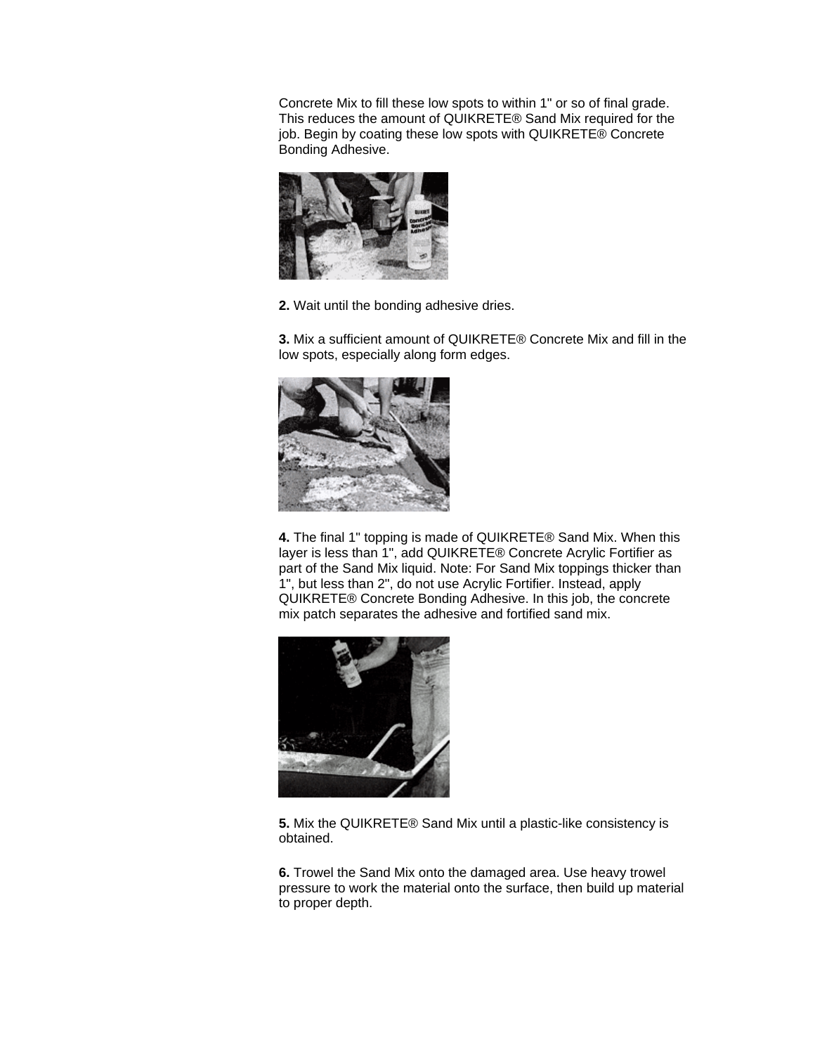Concrete Mix to fill these low spots to within 1" or so of final grade. This reduces the amount of QUIKRETE® Sand Mix required for the job. Begin by coating these low spots with QUIKRETE® Concrete Bonding Adhesive.

**2.** Wait until the bonding adhesive dries.

**3.** Mix a sufficient amount of QUIKRETE® Concrete Mix and fill in the low spots, especially along form edges.

**4.** The final 1" topping is made of QUIKRETE® Sand Mix. When this layer is less than 1", add QUIKRETE® Concrete Acrylic Fortifier as part of the Sand Mix liquid. Note: For Sand Mix toppings thicker than 1", but less than 2", do not use Acrylic Fortifier. Instead, apply QUIKRETE® Concrete Bonding Adhesive. In this job, the concrete mix patch separates the adhesive and fortified sand mix.

**5.** Mix the QUIKRETE® Sand Mix until a plastic-like consistency is obtained.

**6.** Trowel the Sand Mix onto the damaged area. Use heavy trowel pressure to work the material onto the surface, then build up material to proper depth.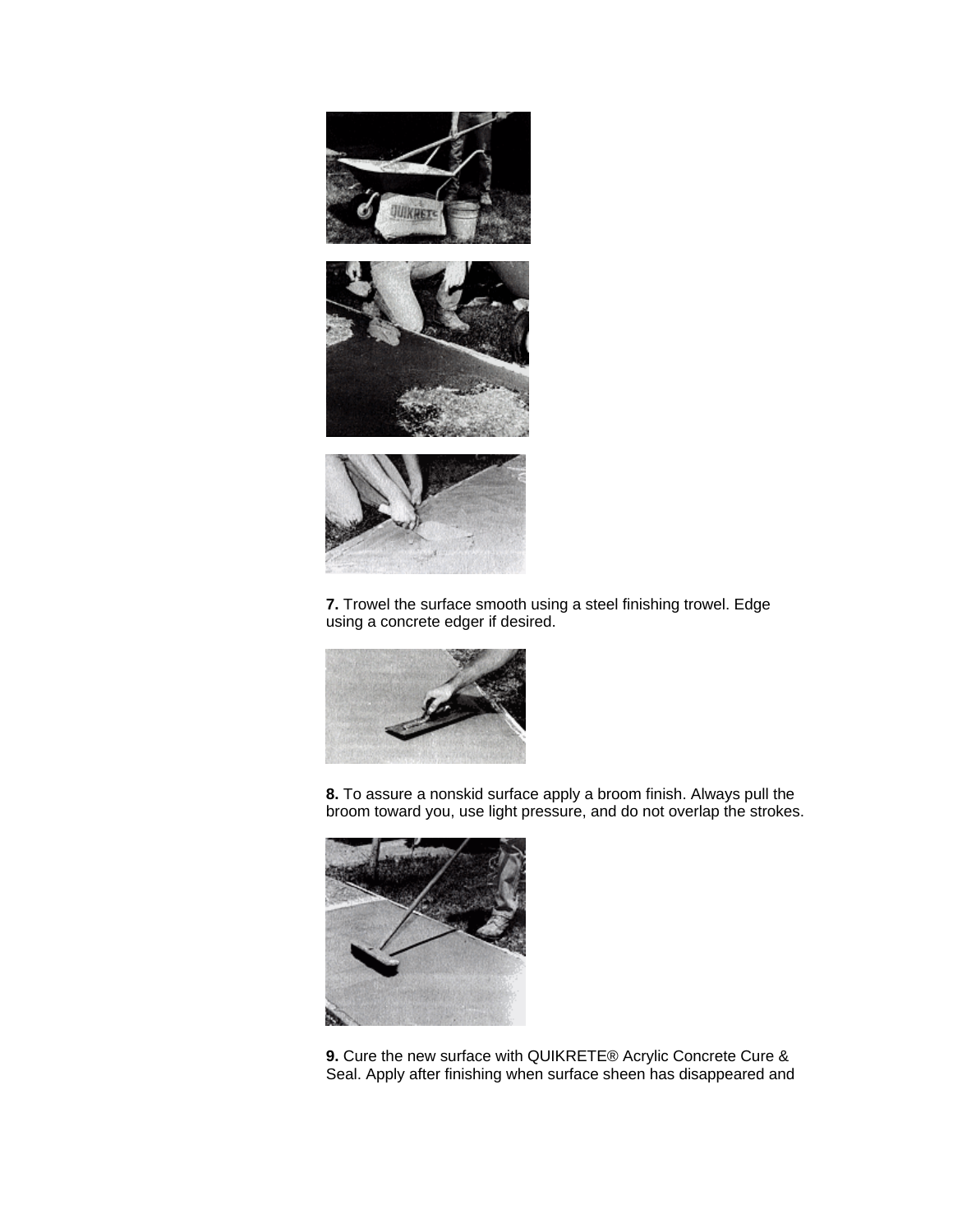**7.** Trowel the surface smooth using a steel finishing trowel. Edge using a concrete edger if desired.

**8.** To assure a nonskid surface apply a broom finish. Always pull the broom toward you, use light pressure, and do not overlap the strokes.

**9.** Cure the new surface with QUIKRETE® Acrylic Concrete Cure & Seal. Apply after finishing when surface sheen has disappeared and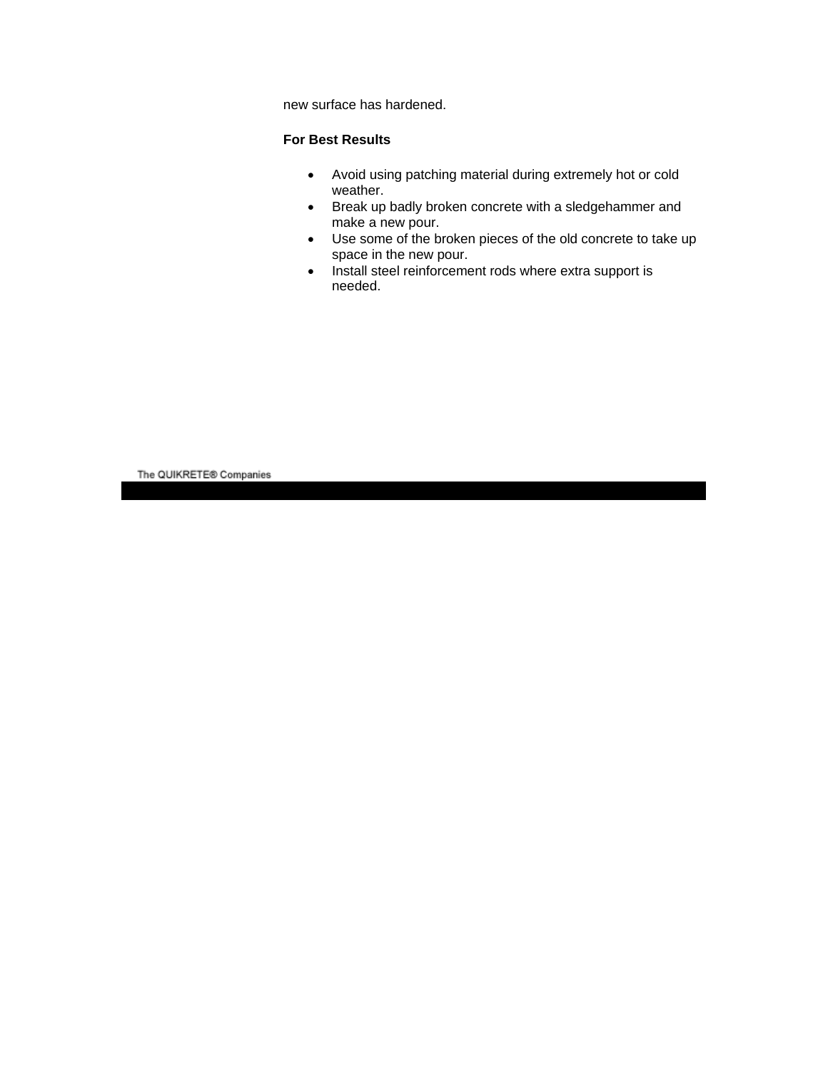new surface has hardened.

**For Best Results**

- Avoid using patching material during extremely hot or cold weather.
- Break up badly broken concrete with a sledgehammer and make a new pour.
- Use some of the broken pieces of the old concrete to take up space in the new pour.
- Install steel reinforcement rods where extra support is needed.